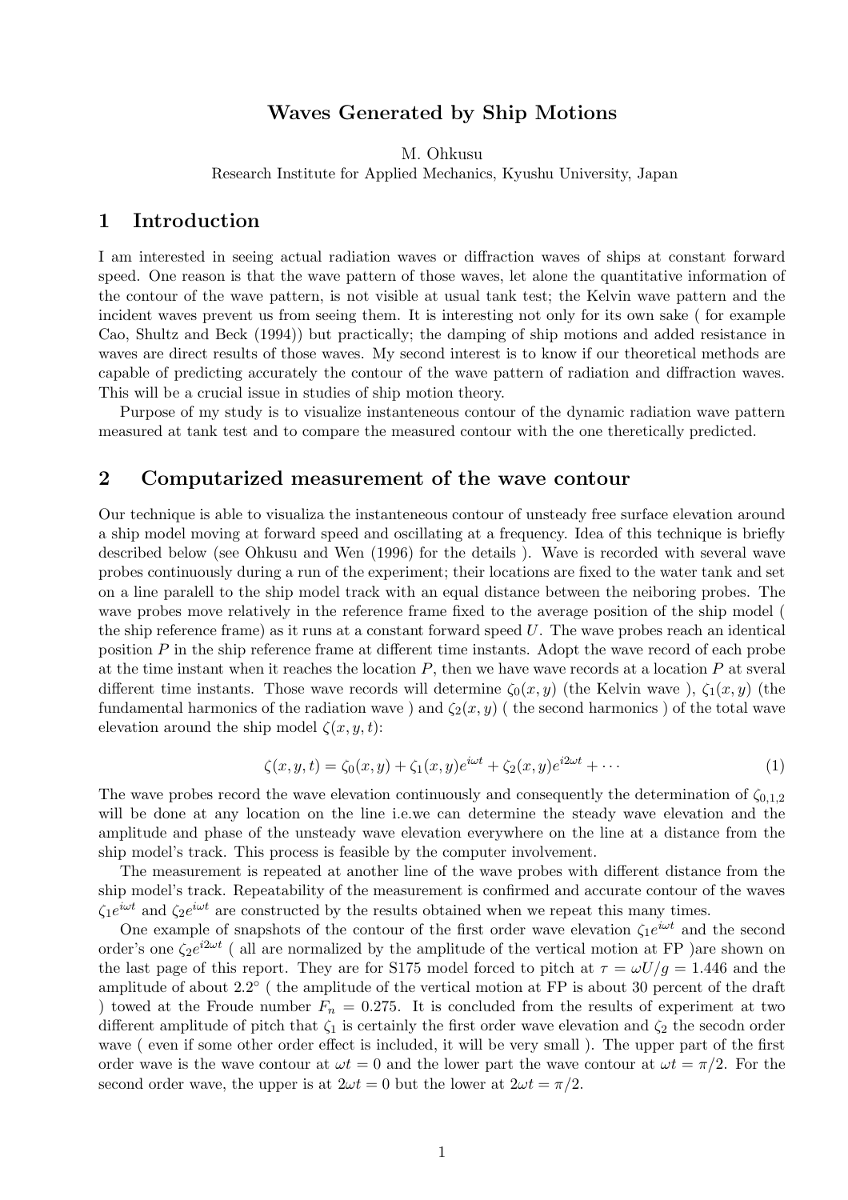# Waves Generated by Ship Motions

M. Ohkusu
Research Institute for Applied Mechanics, Kyushu University, Japan

## 1 Introduction

I am interested in seeing actual radiation waves or diffraction waves of ships at constant forward speed. One reason is that the wave pattern of those waves, let alone the quantitative information of the contour of the wave pattern, is not visible at usual tank test; the Kelvin wave pattern and the incident waves prevent us from seeing them. It is interesting not only for its own sake ( for example Cao, Shultz and Beck (1994)) but practically; the damping of ship motions and added resistance in waves are direct results of those waves. My second interest is to know if our theoretical methods are capable of predicting accurately the contour of the wave pattern of radiation and diffraction waves. This will be a crucial issue in studies of ship motion theory.

Purpose of my study is to visualize instantaneous contour of the dynamic radiation wave pattern measured at tank test and to compare the measured contour with the one theretically predicted.

## 2 Computarized measurement of the wave contour

Our technique is able to visualiza the instanteneous contour of unsteady free surface elevation around a ship model moving at forward speed and oscillating at a frequency. Idea of this technique is briefly described below (see Ohkusu and Wen (1996) for the details ). Wave is recorded with several wave probes continuously during a run of the experiment; their locations are fixed to the water tank and set on a line paralell to the ship model track with an equal distance between the neiboring probes. The wave probes move relatively in the reference frame fixed to the average position of the ship model ( the ship reference frame) as it runs at a constant forward speed $U$. The wave probes reach an identical position $P$ in the ship reference frame at different time instants. Adopt the wave record of each probe at the time instant when it reaches the location $P$, then we have wave records at a location $P$ at sveral different time instants. Those wave records will determine $\zeta_0(x, y)$ (the Kelvin wave ), $\zeta_1(x, y)$ (the fundamental harmonics of the radiation wave ) and $\zeta_2(x, y)$ ( the second harmonics ) of the total wave elevation around the ship model $\zeta(x, y, t)$:

$$\zeta(x, y, t) = \zeta_0(x, y) + \zeta_1(x, y)e^{i\omega t} + \zeta_2(x, y)e^{i2\omega t} + \cdots \tag{1}$$

The wave probes record the wave elevation continuously and consequently the determination of $\zeta_{0,1,2}$ will be done at any location on the line i.e.we can determine the steady wave elevation and the amplitude and phase of the unsteady wave elevation everywhere on the line at a distance from the ship model's track. This process is feasible by the computer involvement.

The measurement is repeated at another line of the wave probes with different distance from the ship model's track. Repeatability of the measurement is confirmed and accurate contour of the waves $\zeta_1 e^{i\omega t}$ and $\zeta_2 e^{i\omega t}$ are constructed by the results obtained when we repeat this many times.

One example of snapshots of the contour of the first order wave elevation $\zeta_1 e^{i\omega t}$ and the second order's one $\zeta_2 e^{i2\omega t}$ ( all are normalized by the amplitude of the vertical motion at FP )are shown on the last page of this report. They are for S175 model forced to pitch at $\tau = \omega U/g = 1.446$ and the amplitude of about $2.2°$ ( the amplitude of the vertical motion at FP is about 30 percent of the draft ) towed at the Froude number $F_n = 0.275$. It is concluded from the results of experiment at two different amplitude of pitch that $\zeta_1$ is certainly the first order wave elevation and $\zeta_2$ the secodn order wave ( even if some other order effect is included, it will be very small ). The upper part of the first order wave is the wave contour at $\omega t = 0$ and the lower part the wave contour at $\omega t = \pi/2$. For the second order wave, the upper is at $2\omega t = 0$ but the lower at $2\omega t = \pi/2$.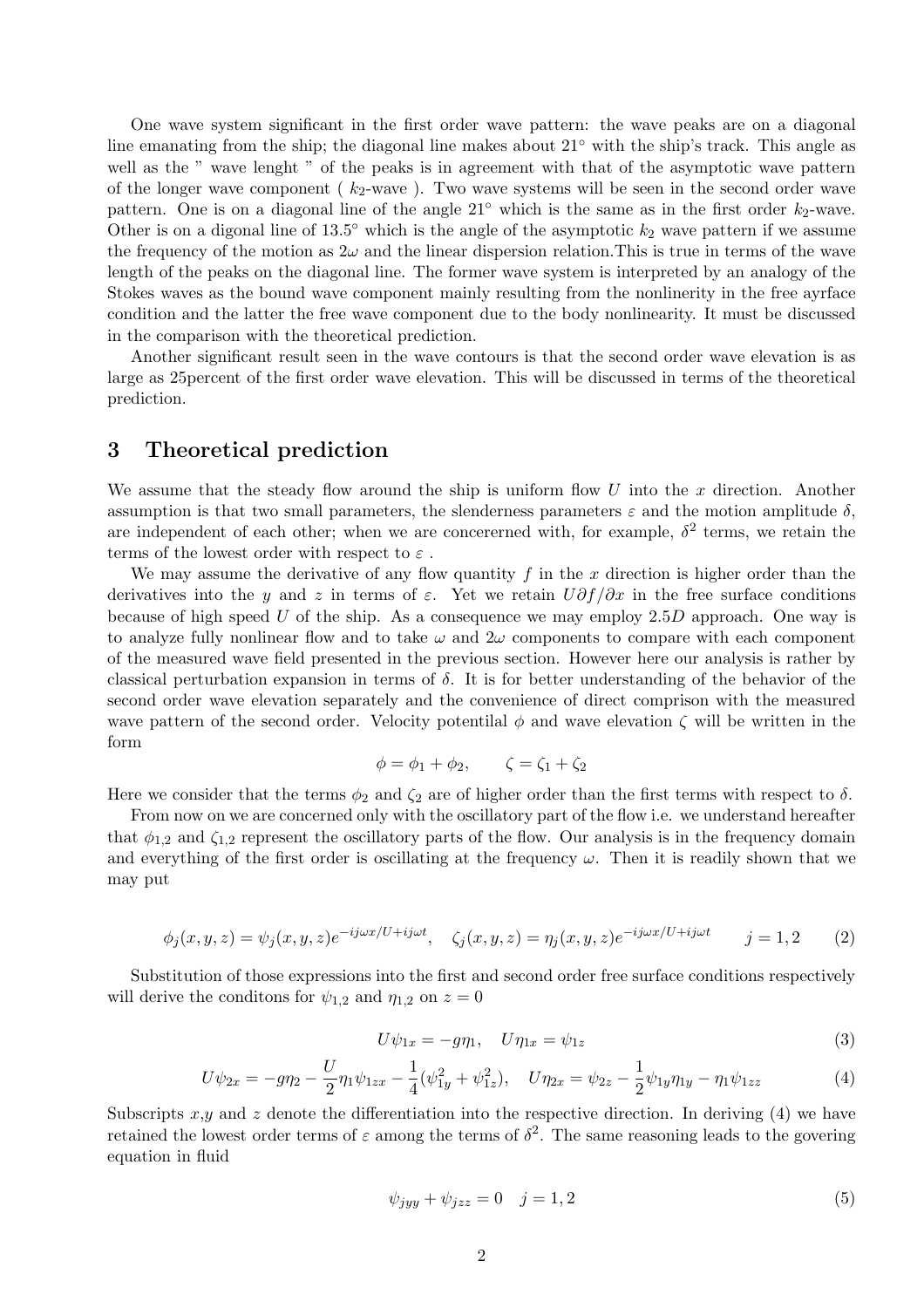One wave system significant in the first order wave pattern: the wave peaks are on a diagonal line emanating from the ship; the diagonal line makes about 21° with the ship's track. This angle as well as the " wave lenght " of the peaks is in agreement with that of the asymptotic wave pattern of the longer wave component ( $k_2$-wave ). Two wave systems will be seen in the second order wave pattern. One is on a diagonal line of the angle 21° which is the same as in the first order $k_2$-wave. Other is on a digonal line of 13.5° which is the angle of the asymptotic $k_2$ wave pattern if we assume the frequency of the motion as $2\omega$ and the linear dispersion relation.This is true in terms of the wave length of the peaks on the diagonal line. The former wave system is interpreted by an analogy of the Stokes waves as the bound wave component mainly resulting from the nonlinerity in the free ayrface condition and the latter the free wave component due to the body nonlinearity. It must be discussed in the comparison with the theoretical prediction.

Another significant result seen in the wave contours is that the second order wave elevation is as large as 25percent of the first order wave elevation. This will be discussed in terms of the theoretical prediction.

## 3 Theoretical prediction

We assume that the steady flow around the ship is uniform flow $U$ into the $x$ direction. Another assumption is that two small parameters, the slenderness parameters $\varepsilon$ and the motion amplitude $\delta$, are independent of each other; when we are concererned with, for example, $\delta^2$ terms, we retain the terms of the lowest order with respect to $\varepsilon$ .

We may assume the derivative of any flow quantity $f$ in the $x$ direction is higher order than the derivatives into the $y$ and $z$ in terms of $\varepsilon$. Yet we retain $U\partial f/\partial x$ in the free surface conditions because of high speed $U$ of the ship. As a consequence we may employ $2.5D$ approach. One way is to analyze fully nonlinear flow and to take $\omega$ and $2\omega$ components to compare with each component of the measured wave field presented in the previous section. However here our analysis is rather by classical perturbation expansion in terms of $\delta$. It is for better understanding of the behavior of the second order wave elevation separately and the convenience of direct comprison with the measured wave pattern of the second order. Velocity potential $\phi$ and wave elevation $\zeta$ will be written in the form

$$\phi = \phi_1 + \phi_2, \qquad \zeta = \zeta_1 + \zeta_2$$

Here we consider that the terms $\phi_2$ and $\zeta_2$ are of higher order than the first terms with respect to $\delta$.

From now on we are concerned only with the oscillatory part of the flow i.e. we understand hereafter that $\phi_{1,2}$ and $\zeta_{1,2}$ represent the oscillatory parts of the flow. Our analysis is in the frequency domain and everything of the first order is oscillating at the frequency $\omega$. Then it is readily shown that we may put

$$\phi_j(x,y,z) = \psi_j(x,y,z)e^{-ij\omega x/U + ij\omega t}, \quad \zeta_j(x,y,z) = \eta_j(x,y,z)e^{-ij\omega x/U + ij\omega t} \qquad j = 1,2 \tag{2}$$

Substitution of those expressions into the first and second order free surface conditions respectively will derive the conditons for $\psi_{1,2}$ and $\eta_{1,2}$ on $z = 0$

$$U\psi_{1x} = -g\eta_1, \quad U\eta_{1x} = \psi_{1z} \tag{3}$$

$$U\psi_{2x} = -g\eta_2 - \frac{U}{2}\eta_1\psi_{1zx} - \frac{1}{4}(\psi_{1y}^2 + \psi_{1z}^2), \quad U\eta_{2x} = \psi_{2z} - \frac{1}{2}\psi_{1y}\eta_{1y} - \eta_1\psi_{1zz} \tag{4}$$

Subscripts $x$,$y$ and $z$ denote the differentiation into the respective direction. In deriving (4) we have retained the lowest order terms of $\varepsilon$ among the terms of $\delta^2$. The same reasoning leads to the govering equation in fluid

$$\psi_{jyy} + \psi_{jzz} = 0 \quad j = 1,2 \tag{5}$$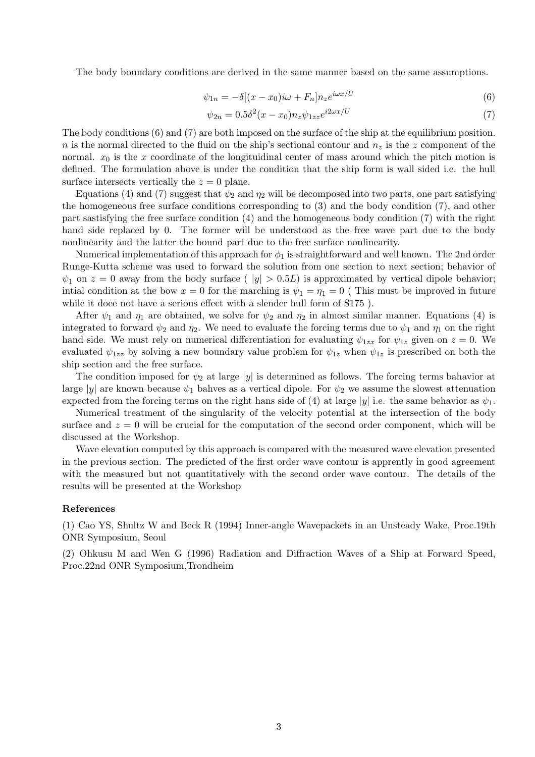The body boundary conditions are derived in the same manner based on the same assumptions.

$$\psi_{1n} = -\delta[(x - x_0)i\omega + F_n]n_z e^{i\omega x/U} \tag{6}$$

$$\psi_{2n} = 0.5\delta^2(x - x_0)n_z\psi_{1zz}e^{i2\omega x/U} \tag{7}$$

The body conditions (6) and (7) are both imposed on the surface of the ship at the equilibrium position. $n$ is the normal directed to the fluid on the ship's sectional contour and $n_z$ is the $z$ component of the normal. $x_0$ is the $x$ coordinate of the longituidinal center of mass around which the pitch motion is defined. The formulation above is under the condition that the ship form is wall sided i.e. the hull surface intersects vertically the $z = 0$ plane.

Equations (4) and (7) suggest that $\psi_2$ and $\eta_2$ will be decomposed into two parts, one part satisfying the homogeneous free surface conditions corresponding to (3) and the body condition (7), and other part sastisfying the free surface condition (4) and the homogeneous body condition (7) with the right hand side replaced by 0. The former will be understood as the free wave part due to the body nonlinearity and the latter the bound part due to the free surface nonlinearity.

Numerical implementation of this approach for $\phi_1$ is straightforward and well known. The 2nd order Runge-Kutta scheme was used to forward the solution from one section to next section; behavior of $\psi_1$ on $z = 0$ away from the body surface ( $|y| > 0.5L$) is approximated by vertical dipole behavior; intial condition at the bow $x = 0$ for the marching is $\psi_1 = \eta_1 = 0$ ( This must be improved in future while it doee not have a serious effect with a slender hull form of S175 ).

After $\psi_1$ and $\eta_1$ are obtained, we solve for $\psi_2$ and $\eta_2$ in almost similar manner. Equations (4) is integrated to forward $\psi_2$ and $\eta_2$. We need to evaluate the forcing terms due to $\psi_1$ and $\eta_1$ on the right hand side. We must rely on numerical differentiation for evaluating $\psi_{1zx}$ for $\psi_{1z}$ given on $z = 0$. We evaluated $\psi_{1zz}$ by solving a new boundary value problem for $\psi_{1z}$ when $\psi_{1z}$ is prescribed on both the ship section and the free surface.

The condition imposed for $\psi_2$ at large $|y|$ is determined as follows. The forcing terms bahavior at large $|y|$ are known because $\psi_1$ bahves as a vertical dipole. For $\psi_2$ we assume the slowest attenuation expected from the forcing terms on the right hans side of (4) at large $|y|$ i.e. the same behavior as $\psi_1$.

Numerical treatment of the singularity of the velocity potential at the intersection of the body surface and $z = 0$ will be crucial for the computation of the second order component, which will be discussed at the Workshop.

Wave elevation computed by this approach is compared with the measured wave elevation presented in the previous section. The predicted of the first order wave contour is apprently in good agreement with the measured but not quantitatively with the second order wave contour. The details of the results will be presented at the Workshop

**References**

(1) Cao YS, Shultz W and Beck R (1994) Inner-angle Wavepackets in an Unsteady Wake, Proc.19th ONR Symposium, Seoul

(2) Ohkusu M and Wen G (1996) Radiation and Diffraction Waves of a Ship at Forward Speed, Proc.22nd ONR Symposium,Trondheim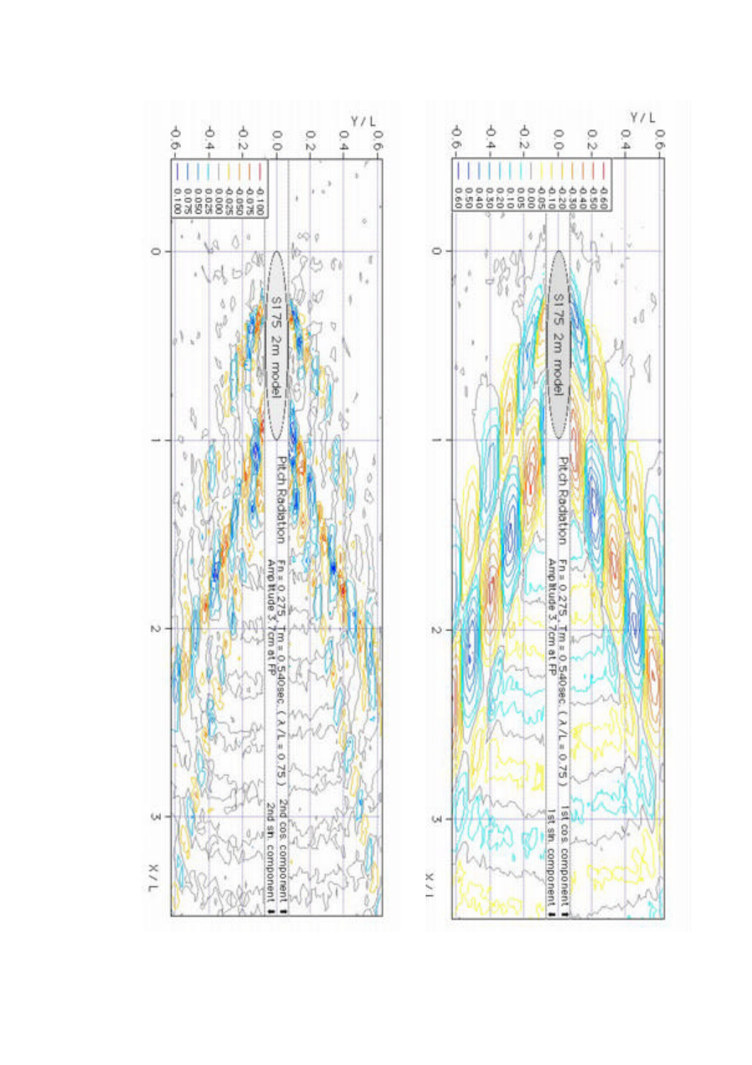Y / L

0.6
0.4
0.2
0.0
-0.2
-0.4
-0.6

0
1
2
3
X / L

-0.100
-0.075
-0.050
-0.025
0.000
0.025
0.050
0.075
0.100

S175 2m model

Pitch Radiation Fn = 0.275, Tm = 0.540sec. ( λ/L = 0.75 )
Amplitude 3.7cm at FP

2nd cos. component
2nd sin. component

Y / L

0.6
0.4
0.2
0.0
-0.2
-0.4
-0.6

0
1
2
3
X / L

-0.60
-0.50
-0.40
-0.30
-0.20
-0.10
-0.05
0.00
0.05
0.10
0.20
0.30
0.40
0.50
0.60

S175 2m model

Pitch Radiation Fn = 0.275, Tm = 0.540sec. ( λ/L = 0.75 )
Amplitude 3.7cm at FP

1st cos. component
1st sin. component